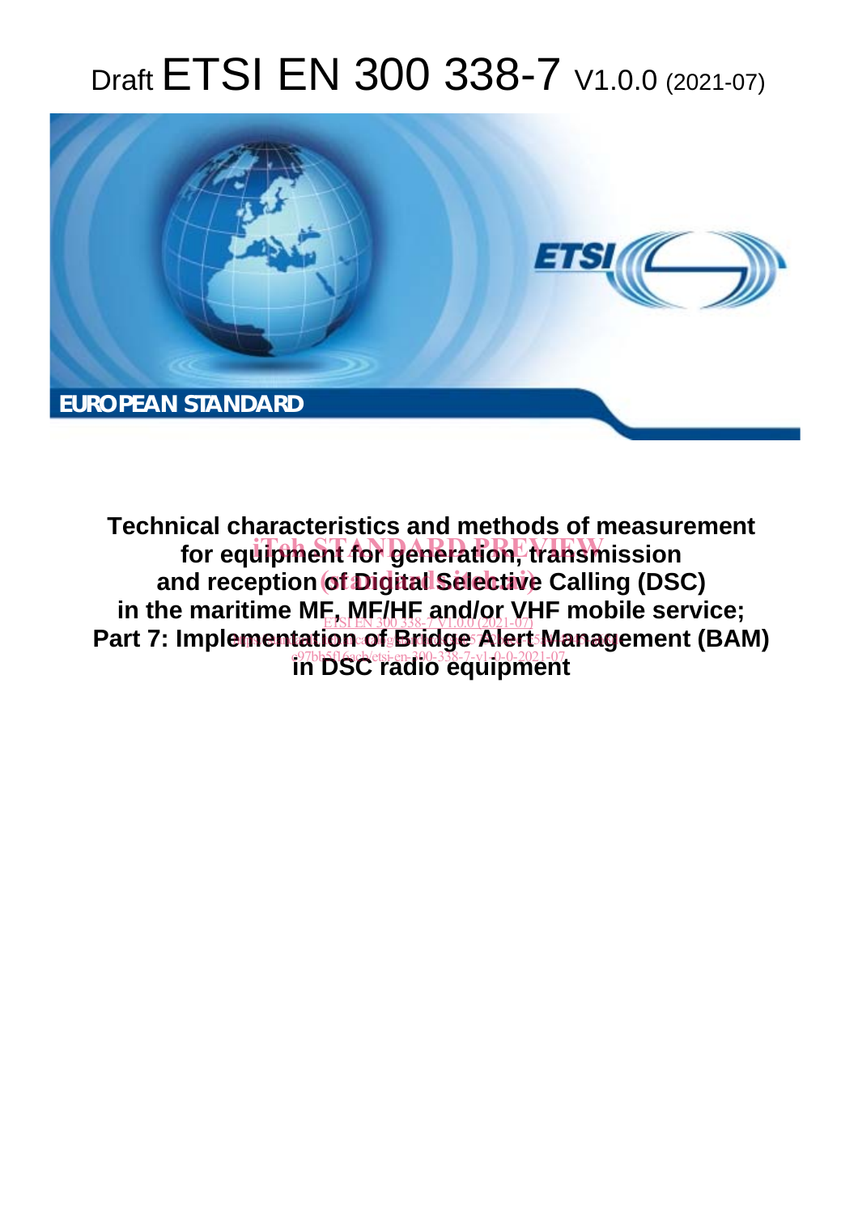# Draft ETSI EN 300 338-7 V1.0.0 (2021-07)

**EUROPEAN STANDARD**

**Technical characteristics and methods of measurement for equipment for generation, transmission and reception of Digital Selective Calling (DSC) in the maritime MF, MF/HF and/or VHF mobile service; Part 7: Implementation of Bridge Alert Management (BAM) in DSC radio equipment**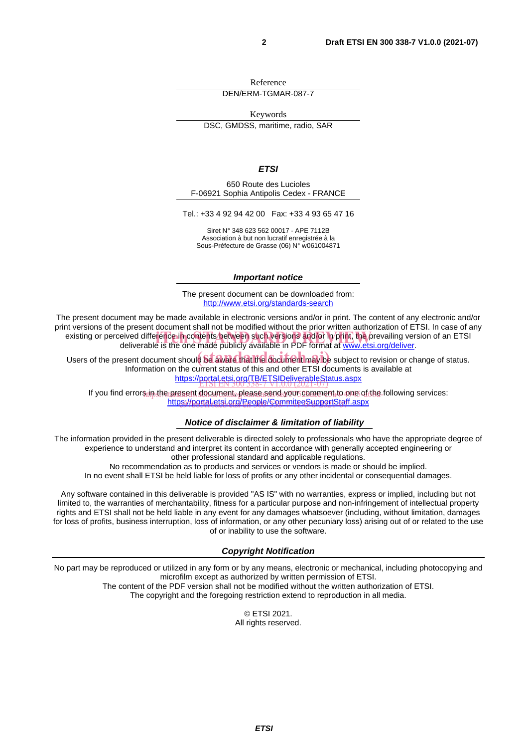Reference

DEN/ERM-TGMAR-087-7

Keywords

DSC, GMDSS, maritime, radio, SAR

***ETSI***

650 Route des Lucioles
F-06921 Sophia Antipolis Cedex - FRANCE

Tel.: +33 4 92 94 42 00   Fax: +33 4 93 65 47 16

Siret N° 348 623 562 00017 - APE 7112B
Association à but non lucratif enregistrée à la
Sous-Préfecture de Grasse (06) N° w061004871

***Important notice***

The present document can be downloaded from:
http://www.etsi.org/standards-search

The present document may be made available in electronic versions and/or in print. The content of any electronic and/or print versions of the present document shall not be modified without the prior written authorization of ETSI. In case of any existing or perceived difference in contents between such versions and/or in print, the prevailing version of an ETSI deliverable is the one made publicly available in PDF format at www.etsi.org/deliver.

Users of the present document should be aware that the document may be subject to revision or change of status. Information on the current status of this and other ETSI documents is available at
https://portal.etsi.org/TB/ETSIDeliverableStatus.aspx

If you find errors in the present document, please send your comment to one of the following services:
https://portal.etsi.org/People/CommiteeSupportStaff.aspx

***Notice of disclaimer & limitation of liability***

The information provided in the present deliverable is directed solely to professionals who have the appropriate degree of experience to understand and interpret its content in accordance with generally accepted engineering or other professional standard and applicable regulations.
No recommendation as to products and services or vendors is made or should be implied.
In no event shall ETSI be held liable for loss of profits or any other incidental or consequential damages.

Any software contained in this deliverable is provided "AS IS" with no warranties, express or implied, including but not limited to, the warranties of merchantability, fitness for a particular purpose and non-infringement of intellectual property rights and ETSI shall not be held liable in any event for any damages whatsoever (including, without limitation, damages for loss of profits, business interruption, loss of information, or any other pecuniary loss) arising out of or related to the use of or inability to use the software.

***Copyright Notification***

No part may be reproduced or utilized in any form or by any means, electronic or mechanical, including photocopying and microfilm except as authorized by written permission of ETSI.
The content of the PDF version shall not be modified without the written authorization of ETSI.
The copyright and the foregoing restriction extend to reproduction in all media.

© ETSI 2021.
All rights reserved.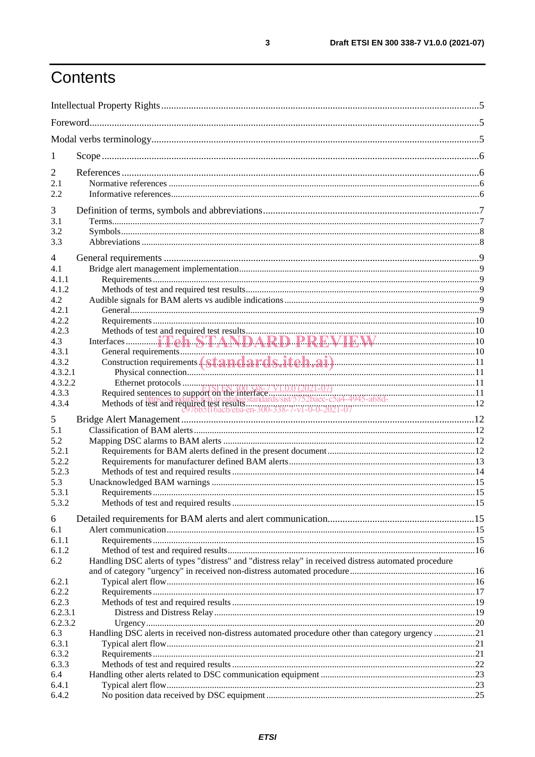# Contents

Intellectual Property Rights ..... 5

Foreword ..... 5

Modal verbs terminology ..... 5

1 Scope ..... 6

2 References ..... 6
- 2.1 Normative references ..... 6
- 2.2 Informative references ..... 6

3 Definition of terms, symbols and abbreviations ..... 7
- 3.1 Terms ..... 7
- 3.2 Symbols ..... 8
- 3.3 Abbreviations ..... 8

4 General requirements ..... 9
- 4.1 Bridge alert management implementation ..... 9
  - 4.1.1 Requirements ..... 9
  - 4.1.2 Methods of test and required test results ..... 9
- 4.2 Audible signals for BAM alerts vs audible indications ..... 9
  - 4.2.1 General ..... 9
  - 4.2.2 Requirements ..... 10
  - 4.2.3 Methods of test and required test results ..... 10
- 4.3 Interfaces ..... 10
  - 4.3.1 General requirements ..... 10
  - 4.3.2 Construction requirements ..... 11
    - 4.3.2.1 Physical connection ..... 11
    - 4.3.2.2 Ethernet protocols ..... 11
  - 4.3.3 Required sentences to support on the interface ..... 11
  - 4.3.4 Methods of test and required test results ..... 12

5 Bridge Alert Management ..... 12
- 5.1 Classification of BAM alerts ..... 12
- 5.2 Mapping DSC alarms to BAM alerts ..... 12
  - 5.2.1 Requirements for BAM alerts defined in the present document ..... 12
  - 5.2.2 Requirements for manufacturer defined BAM alerts ..... 13
  - 5.2.3 Methods of test and required results ..... 14
- 5.3 Unacknowledged BAM warnings ..... 15
  - 5.3.1 Requirements ..... 15
  - 5.3.2 Methods of test and required results ..... 15

6 Detailed requirements for BAM alerts and alert communication ..... 15
- 6.1 Alert communication ..... 15
  - 6.1.1 Requirements ..... 15
  - 6.1.2 Method of test and required results ..... 16
- 6.2 Handling DSC alerts of types "distress" and "distress relay" in received distress automated procedure and of category "urgency" in received non-distress automated procedure ..... 16
  - 6.2.1 Typical alert flow ..... 16
  - 6.2.2 Requirements ..... 17
  - 6.2.3 Methods of test and required results ..... 19
    - 6.2.3.1 Distress and Distress Relay ..... 19
    - 6.2.3.2 Urgency ..... 20
- 6.3 Handling DSC alerts in received non-distress automated procedure other than category urgency ..... 21
  - 6.3.1 Typical alert flow ..... 21
  - 6.3.2 Requirements ..... 21
  - 6.3.3 Methods of test and required results ..... 22
- 6.4 Handling other alerts related to DSC communication equipment ..... 23
  - 6.4.1 Typical alert flow ..... 23
  - 6.4.2 No position data received by DSC equipment ..... 25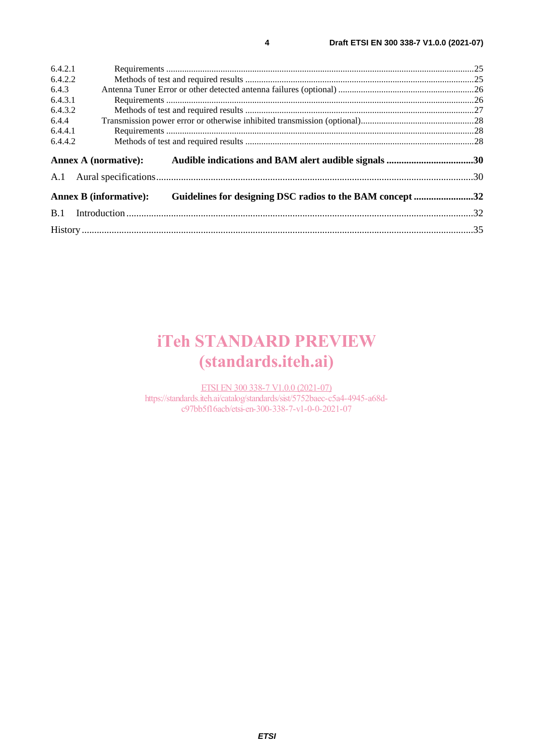6.4.2.1 Requirements .......................................................................................................................................25
6.4.2.2 Methods of test and required results ....................................................................................................25
6.4.3 Antenna Tuner Error or other detected antenna failures (optional) ............................................................26
6.4.3.1 Requirements .......................................................................................................................................26
6.4.3.2 Methods of test and required results ....................................................................................................27
6.4.4 Transmission power error or otherwise inhibited transmission (optional).................................................28
6.4.4.1 Requirements .......................................................................................................................................28
6.4.4.2 Methods of test and required results ....................................................................................................28

**Annex A (normative): Audible indications and BAM alert audible signals ...................................30**

A.1 Aural specifications.................................................................................................................................30

**Annex B (informative): Guidelines for designing DSC radios to the BAM concept ........................32**

B.1 Introduction ............................................................................................................................................32

History ..............................................................................................................................................................35

iTeh STANDARD PREVIEW
(standards.iteh.ai)

ETSI EN 300 338-7 V1.0.0 (2021-07)
https://standards.iteh.ai/catalog/standards/sist/5752baec-c5a4-4945-a68d-c97bb5f16acb/etsi-en-300-338-7-v1-0-0-2021-07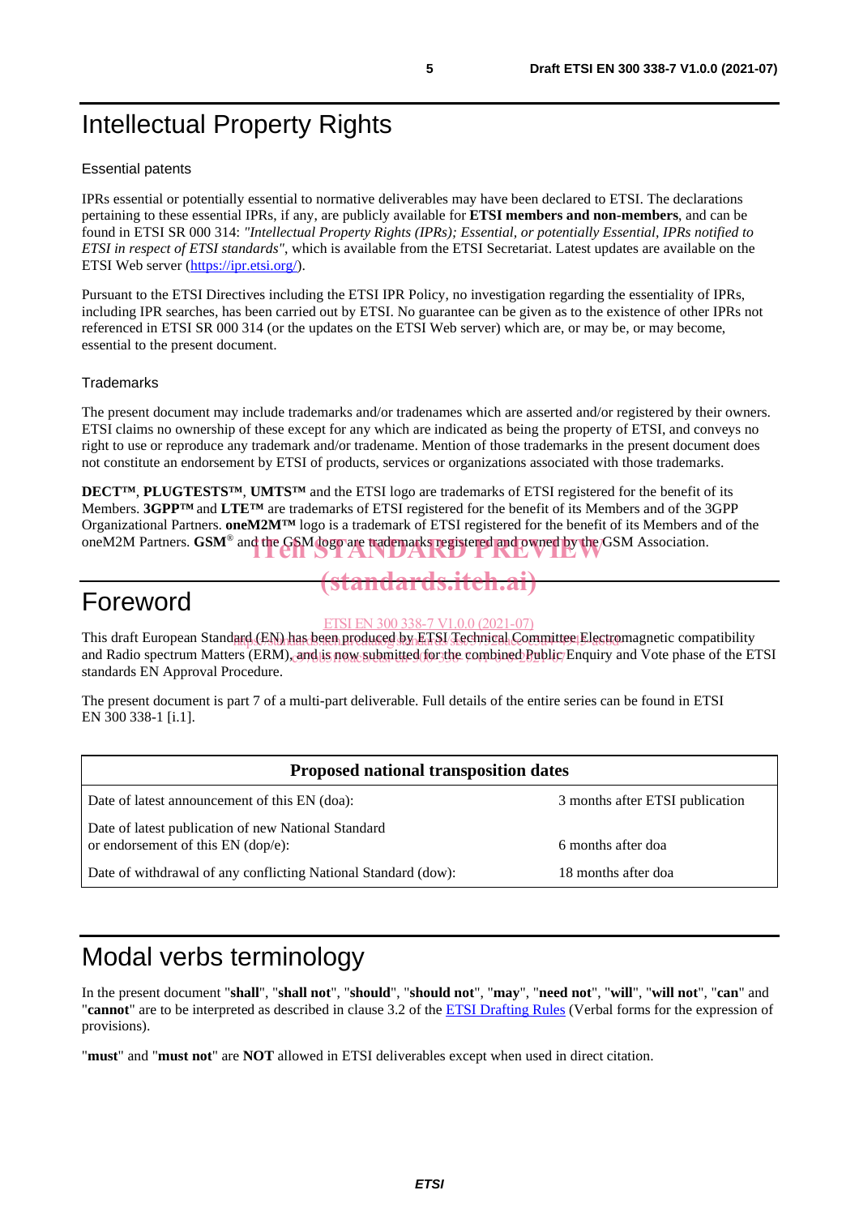# Intellectual Property Rights

## Essential patents

IPRs essential or potentially essential to normative deliverables may have been declared to ETSI. The declarations pertaining to these essential IPRs, if any, are publicly available for **ETSI members and non-members**, and can be found in ETSI SR 000 314: *"Intellectual Property Rights (IPRs); Essential, or potentially Essential, IPRs notified to ETSI in respect of ETSI standards"*, which is available from the ETSI Secretariat. Latest updates are available on the ETSI Web server (https://ipr.etsi.org/).

Pursuant to the ETSI Directives including the ETSI IPR Policy, no investigation regarding the essentiality of IPRs, including IPR searches, has been carried out by ETSI. No guarantee can be given as to the existence of other IPRs not referenced in ETSI SR 000 314 (or the updates on the ETSI Web server) which are, or may be, or may become, essential to the present document.

## Trademarks

The present document may include trademarks and/or tradenames which are asserted and/or registered by their owners. ETSI claims no ownership of these except for any which are indicated as being the property of ETSI, and conveys no right to use or reproduce any trademark and/or tradename. Mention of those trademarks in the present document does not constitute an endorsement by ETSI of products, services or organizations associated with those trademarks.

**DECT™**, **PLUGTESTS™**, **UMTS™** and the ETSI logo are trademarks of ETSI registered for the benefit of its Members. **3GPP™** and **LTE™** are trademarks of ETSI registered for the benefit of its Members and of the 3GPP Organizational Partners. **oneM2M™** logo is a trademark of ETSI registered for the benefit of its Members and of the oneM2M Partners. **GSM**® and the GSM logo are trademarks registered and owned by the GSM Association.

# Foreword

This draft European Standard (EN) has been produced by ETSI Technical Committee Electromagnetic compatibility and Radio spectrum Matters (ERM), and is now submitted for the combined Public Enquiry and Vote phase of the ETSI standards EN Approval Procedure.

The present document is part 7 of a multi-part deliverable. Full details of the entire series can be found in ETSI EN 300 338-1 [i.1].

| Proposed national transposition dates | |
|---|---|
| Date of latest announcement of this EN (doa): | 3 months after ETSI publication |
| Date of latest publication of new National Standard or endorsement of this EN (dop/e): | 6 months after doa |
| Date of withdrawal of any conflicting National Standard (dow): | 18 months after doa |

# Modal verbs terminology

In the present document "**shall**", "**shall not**", "**should**", "**should not**", "**may**", "**need not**", "**will**", "**will not**", "**can**" and "**cannot**" are to be interpreted as described in clause 3.2 of the ETSI Drafting Rules (Verbal forms for the expression of provisions).

"**must**" and "**must not**" are **NOT** allowed in ETSI deliverables except when used in direct citation.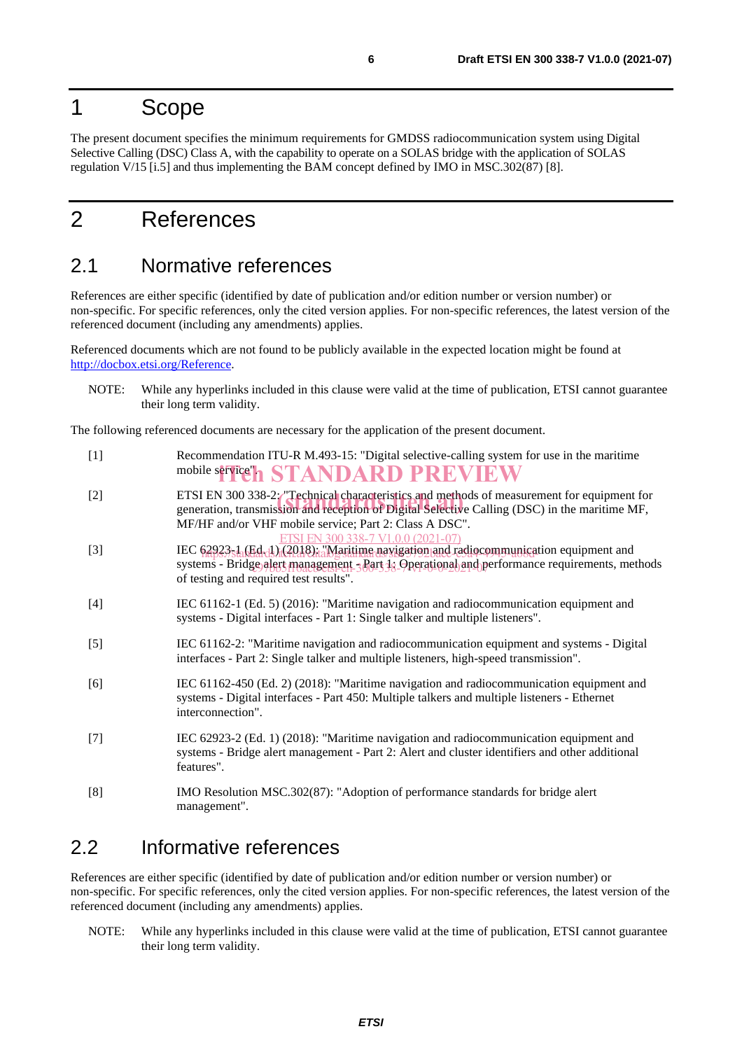# 1 Scope

The present document specifies the minimum requirements for GMDSS radiocommunication system using Digital Selective Calling (DSC) Class A, with the capability to operate on a SOLAS bridge with the application of SOLAS regulation V/15 [i.5] and thus implementing the BAM concept defined by IMO in MSC.302(87) [8].

# 2 References

## 2.1 Normative references

References are either specific (identified by date of publication and/or edition number or version number) or non-specific. For specific references, only the cited version applies. For non-specific references, the latest version of the referenced document (including any amendments) applies.

Referenced documents which are not found to be publicly available in the expected location might be found at http://docbox.etsi.org/Reference.

NOTE: While any hyperlinks included in this clause were valid at the time of publication, ETSI cannot guarantee their long term validity.

The following referenced documents are necessary for the application of the present document.

[1] Recommendation ITU-R M.493-15: "Digital selective-calling system for use in the maritime mobile service".

[2] ETSI EN 300 338-2: "Technical characteristics and methods of measurement for equipment for generation, transmission and reception of Digital Selective Calling (DSC) in the maritime MF, MF/HF and/or VHF mobile service; Part 2: Class A DSC".

[3] IEC 62923-1 (Ed. 1) (2018): "Maritime navigation and radiocommunication equipment and systems - Bridge alert management - Part 1: Operational and performance requirements, methods of testing and required test results".

[4] IEC 61162-1 (Ed. 5) (2016): "Maritime navigation and radiocommunication equipment and systems - Digital interfaces - Part 1: Single talker and multiple listeners".

[5] IEC 61162-2: "Maritime navigation and radiocommunication equipment and systems - Digital interfaces - Part 2: Single talker and multiple listeners, high-speed transmission".

[6] IEC 61162-450 (Ed. 2) (2018): "Maritime navigation and radiocommunication equipment and systems - Digital interfaces - Part 450: Multiple talkers and multiple listeners - Ethernet interconnection".

[7] IEC 62923-2 (Ed. 1) (2018): "Maritime navigation and radiocommunication equipment and systems - Bridge alert management - Part 2: Alert and cluster identifiers and other additional features".

[8] IMO Resolution MSC.302(87): "Adoption of performance standards for bridge alert management".

## 2.2 Informative references

References are either specific (identified by date of publication and/or edition number or version number) or non-specific. For specific references, only the cited version applies. For non-specific references, the latest version of the referenced document (including any amendments) applies.

NOTE: While any hyperlinks included in this clause were valid at the time of publication, ETSI cannot guarantee their long term validity.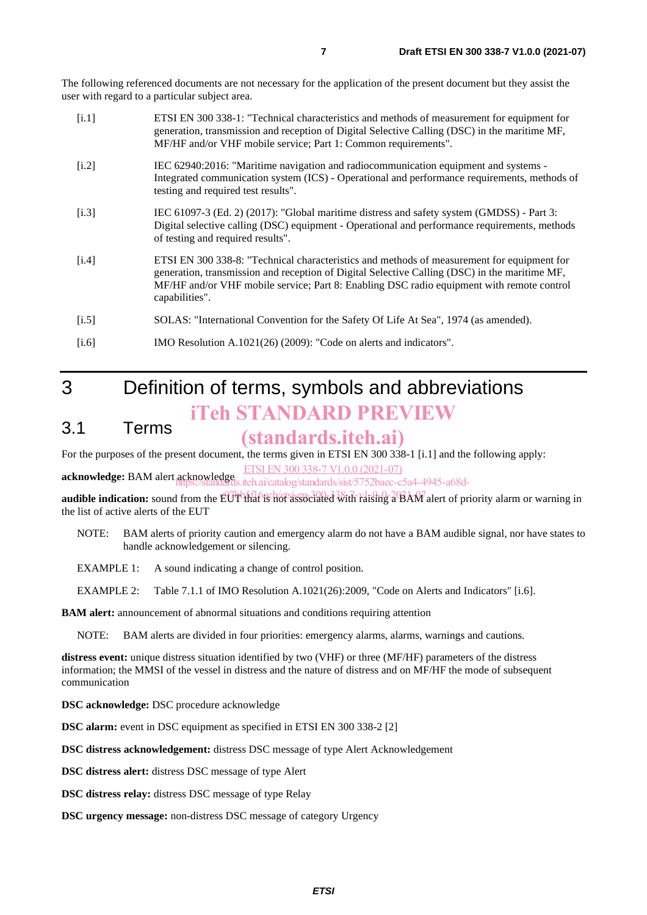The following referenced documents are not necessary for the application of the present document but they assist the user with regard to a particular subject area.

[i.1] ETSI EN 300 338-1: "Technical characteristics and methods of measurement for equipment for generation, transmission and reception of Digital Selective Calling (DSC) in the maritime MF, MF/HF and/or VHF mobile service; Part 1: Common requirements".

[i.2] IEC 62940:2016: "Maritime navigation and radiocommunication equipment and systems - Integrated communication system (ICS) - Operational and performance requirements, methods of testing and required test results".

[i.3] IEC 61097-3 (Ed. 2) (2017): "Global maritime distress and safety system (GMDSS) - Part 3: Digital selective calling (DSC) equipment - Operational and performance requirements, methods of testing and required results".

[i.4] ETSI EN 300 338-8: "Technical characteristics and methods of measurement for equipment for generation, transmission and reception of Digital Selective Calling (DSC) in the maritime MF, MF/HF and/or VHF mobile service; Part 8: Enabling DSC radio equipment with remote control capabilities".

[i.5] SOLAS: "International Convention for the Safety Of Life At Sea", 1974 (as amended).

[i.6] IMO Resolution A.1021(26) (2009): "Code on alerts and indicators".

# 3 Definition of terms, symbols and abbreviations

## 3.1 Terms

For the purposes of the present document, the terms given in ETSI EN 300 338-1 [i.1] and the following apply:

**acknowledge:** BAM alert acknowledge

**audible indication:** sound from the EUT that is not associated with raising a BAM alert of priority alarm or warning in the list of active alerts of the EUT

NOTE: BAM alerts of priority caution and emergency alarm do not have a BAM audible signal, nor have states to handle acknowledgement or silencing.

EXAMPLE 1: A sound indicating a change of control position.

EXAMPLE 2: Table 7.1.1 of IMO Resolution A.1021(26):2009, "Code on Alerts and Indicators" [i.6].

**BAM alert:** announcement of abnormal situations and conditions requiring attention

NOTE: BAM alerts are divided in four priorities: emergency alarms, alarms, warnings and cautions.

**distress event:** unique distress situation identified by two (VHF) or three (MF/HF) parameters of the distress information; the MMSI of the vessel in distress and the nature of distress and on MF/HF the mode of subsequent communication

**DSC acknowledge:** DSC procedure acknowledge

**DSC alarm:** event in DSC equipment as specified in ETSI EN 300 338-2 [2]

**DSC distress acknowledgement:** distress DSC message of type Alert Acknowledgement

**DSC distress alert:** distress DSC message of type Alert

**DSC distress relay:** distress DSC message of type Relay

**DSC urgency message:** non-distress DSC message of category Urgency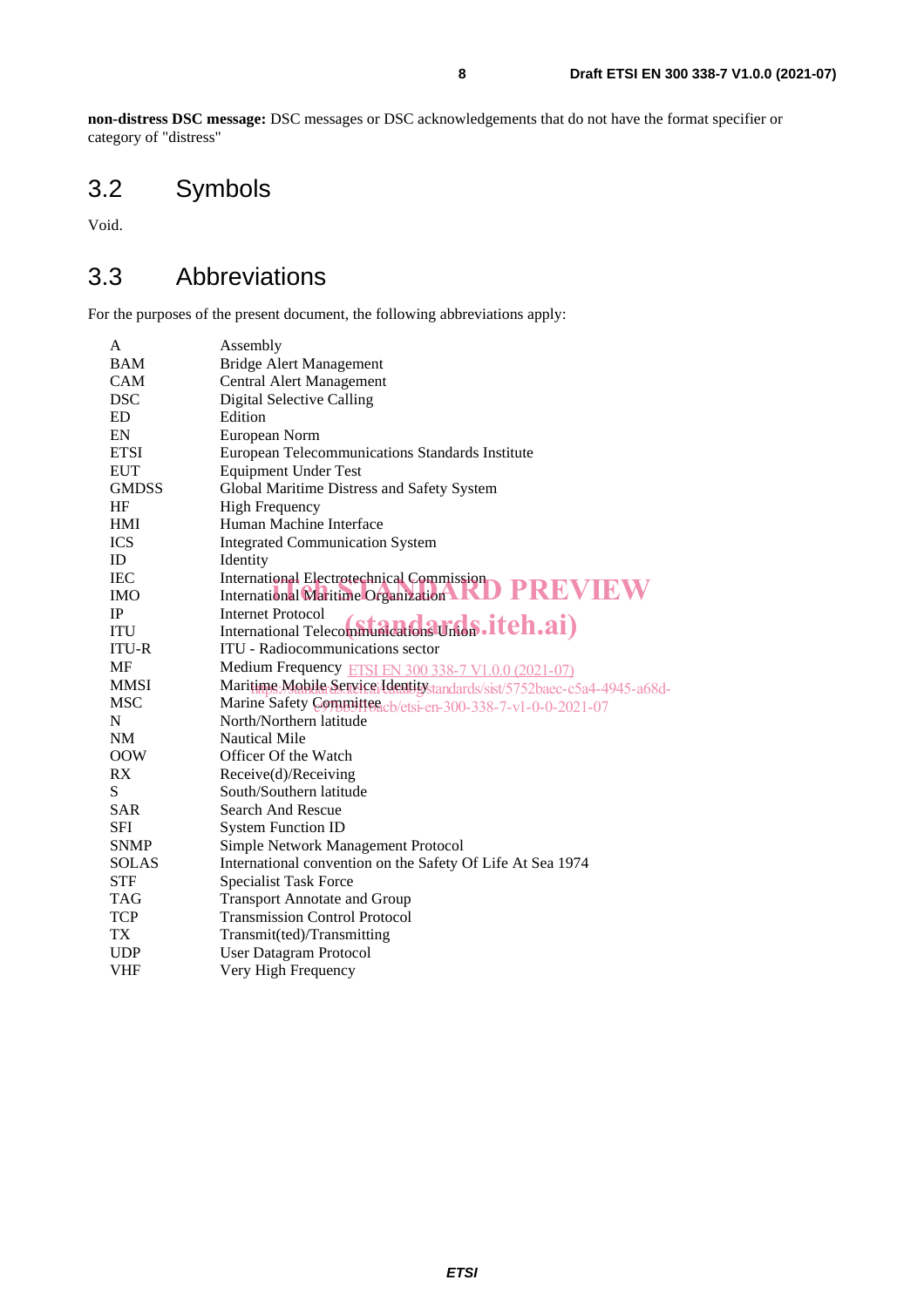**non-distress DSC message:** DSC messages or DSC acknowledgements that do not have the format specifier or category of "distress"

## 3.2 Symbols

Void.

## 3.3 Abbreviations

For the purposes of the present document, the following abbreviations apply:

| | |
|---|---|
| A | Assembly |
| BAM | Bridge Alert Management |
| CAM | Central Alert Management |
| DSC | Digital Selective Calling |
| ED | Edition |
| EN | European Norm |
| ETSI | European Telecommunications Standards Institute |
| EUT | Equipment Under Test |
| GMDSS | Global Maritime Distress and Safety System |
| HF | High Frequency |
| HMI | Human Machine Interface |
| ICS | Integrated Communication System |
| ID | Identity |
| IEC | International Electrotechnical Commission |
| IMO | International Maritime Organization |
| IP | Internet Protocol |
| ITU | International Telecommunications Union |
| ITU-R | ITU - Radiocommunications sector |
| MF | Medium Frequency |
| MMSI | Maritime Mobile Service Identity |
| MSC | Marine Safety Committee |
| N | North/Northern latitude |
| NM | Nautical Mile |
| OOW | Officer Of the Watch |
| RX | Receive(d)/Receiving |
| S | South/Southern latitude |
| SAR | Search And Rescue |
| SFI | System Function ID |
| SNMP | Simple Network Management Protocol |
| SOLAS | International convention on the Safety Of Life At Sea 1974 |
| STF | Specialist Task Force |
| TAG | Transport Annotate and Group |
| TCP | Transmission Control Protocol |
| TX | Transmit(ted)/Transmitting |
| UDP | User Datagram Protocol |
| VHF | Very High Frequency |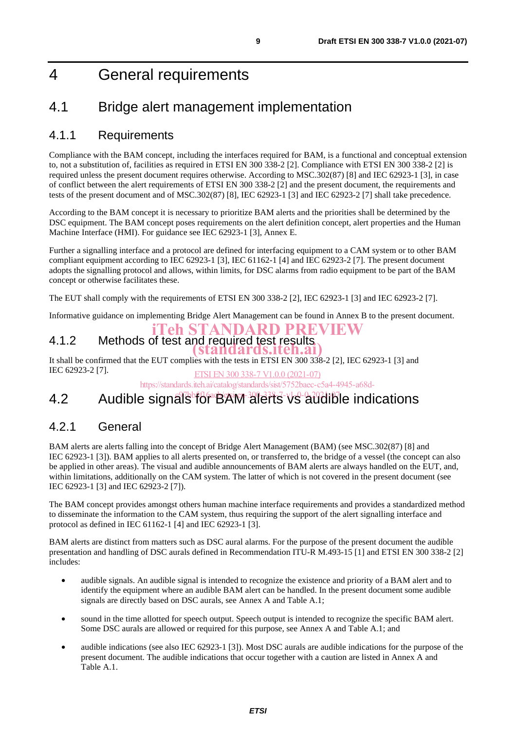# 4 General requirements

## 4.1 Bridge alert management implementation

### 4.1.1 Requirements

Compliance with the BAM concept, including the interfaces required for BAM, is a functional and conceptual extension to, not a substitution of, facilities as required in ETSI EN 300 338-2 [2]. Compliance with ETSI EN 300 338-2 [2] is required unless the present document requires otherwise. According to MSC.302(87) [8] and IEC 62923-1 [3], in case of conflict between the alert requirements of ETSI EN 300 338-2 [2] and the present document, the requirements and tests of the present document and of MSC.302(87) [8], IEC 62923-1 [3] and IEC 62923-2 [7] shall take precedence.

According to the BAM concept it is necessary to prioritize BAM alerts and the priorities shall be determined by the DSC equipment. The BAM concept poses requirements on the alert definition concept, alert properties and the Human Machine Interface (HMI). For guidance see IEC 62923-1 [3], Annex E.

Further a signalling interface and a protocol are defined for interfacing equipment to a CAM system or to other BAM compliant equipment according to IEC 62923-1 [3], IEC 61162-1 [4] and IEC 62923-2 [7]. The present document adopts the signalling protocol and allows, within limits, for DSC alarms from radio equipment to be part of the BAM concept or otherwise facilitates these.

The EUT shall comply with the requirements of ETSI EN 300 338-2 [2], IEC 62923-1 [3] and IEC 62923-2 [7].

Informative guidance on implementing Bridge Alert Management can be found in Annex B to the present document.

### 4.1.2 Methods of test and required test results

It shall be confirmed that the EUT complies with the tests in ETSI EN 300 338-2 [2], IEC 62923-1 [3] and IEC 62923-2 [7].

## 4.2 Audible signals for BAM alerts vs audible indications

### 4.2.1 General

BAM alerts are alerts falling into the concept of Bridge Alert Management (BAM) (see MSC.302(87) [8] and IEC 62923-1 [3]). BAM applies to all alerts presented on, or transferred to, the bridge of a vessel (the concept can also be applied in other areas). The visual and audible announcements of BAM alerts are always handled on the EUT, and, within limitations, additionally on the CAM system. The latter of which is not covered in the present document (see IEC 62923-1 [3] and IEC 62923-2 [7]).

The BAM concept provides amongst others human machine interface requirements and provides a standardized method to disseminate the information to the CAM system, thus requiring the support of the alert signalling interface and protocol as defined in IEC 61162-1 [4] and IEC 62923-1 [3].

BAM alerts are distinct from matters such as DSC aural alarms. For the purpose of the present document the audible presentation and handling of DSC aurals defined in Recommendation ITU-R M.493-15 [1] and ETSI EN 300 338-2 [2] includes:

- audible signals. An audible signal is intended to recognize the existence and priority of a BAM alert and to identify the equipment where an audible BAM alert can be handled. In the present document some audible signals are directly based on DSC aurals, see Annex A and Table A.1;
- sound in the time allotted for speech output. Speech output is intended to recognize the specific BAM alert. Some DSC aurals are allowed or required for this purpose, see Annex A and Table A.1; and
- audible indications (see also IEC 62923-1 [3]). Most DSC aurals are audible indications for the purpose of the present document. The audible indications that occur together with a caution are listed in Annex A and Table A.1.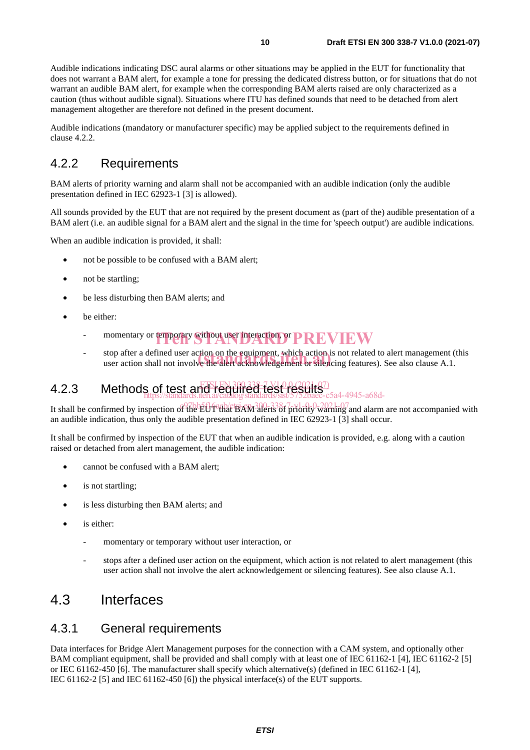Audible indications indicating DSC aural alarms or other situations may be applied in the EUT for functionality that does not warrant a BAM alert, for example a tone for pressing the dedicated distress button, or for situations that do not warrant an audible BAM alert, for example when the corresponding BAM alerts raised are only characterized as a caution (thus without audible signal). Situations where ITU has defined sounds that need to be detached from alert management altogether are therefore not defined in the present document.

Audible indications (mandatory or manufacturer specific) may be applied subject to the requirements defined in clause 4.2.2.

### 4.2.2 Requirements

BAM alerts of priority warning and alarm shall not be accompanied with an audible indication (only the audible presentation defined in IEC 62923-1 [3] is allowed).

All sounds provided by the EUT that are not required by the present document as (part of the) audible presentation of a BAM alert (i.e. an audible signal for a BAM alert and the signal in the time for 'speech output') are audible indications.

When an audible indication is provided, it shall:

- not be possible to be confused with a BAM alert;
- not be startling;
- be less disturbing then BAM alerts; and
- be either:
  - momentary or temporary without user interaction, or
  - stop after a defined user action on the equipment, which action is not related to alert management (this user action shall not involve the alert acknowledgement or silencing features). See also clause A.1.

### 4.2.3 Methods of test and required test results

It shall be confirmed by inspection of the EUT that BAM alerts of priority warning and alarm are not accompanied with an audible indication, thus only the audible presentation defined in IEC 62923-1 [3] shall occur.

It shall be confirmed by inspection of the EUT that when an audible indication is provided, e.g. along with a caution raised or detached from alert management, the audible indication:

- cannot be confused with a BAM alert;
- is not startling;
- is less disturbing then BAM alerts; and
- is either:
  - momentary or temporary without user interaction, or
  - stops after a defined user action on the equipment, which action is not related to alert management (this user action shall not involve the alert acknowledgement or silencing features). See also clause A.1.

## 4.3 Interfaces

### 4.3.1 General requirements

Data interfaces for Bridge Alert Management purposes for the connection with a CAM system, and optionally other BAM compliant equipment, shall be provided and shall comply with at least one of IEC 61162-1 [4], IEC 61162-2 [5] or IEC 61162-450 [6]. The manufacturer shall specify which alternative(s) (defined in IEC 61162-1 [4], IEC 61162-2 [5] and IEC 61162-450 [6]) the physical interface(s) of the EUT supports.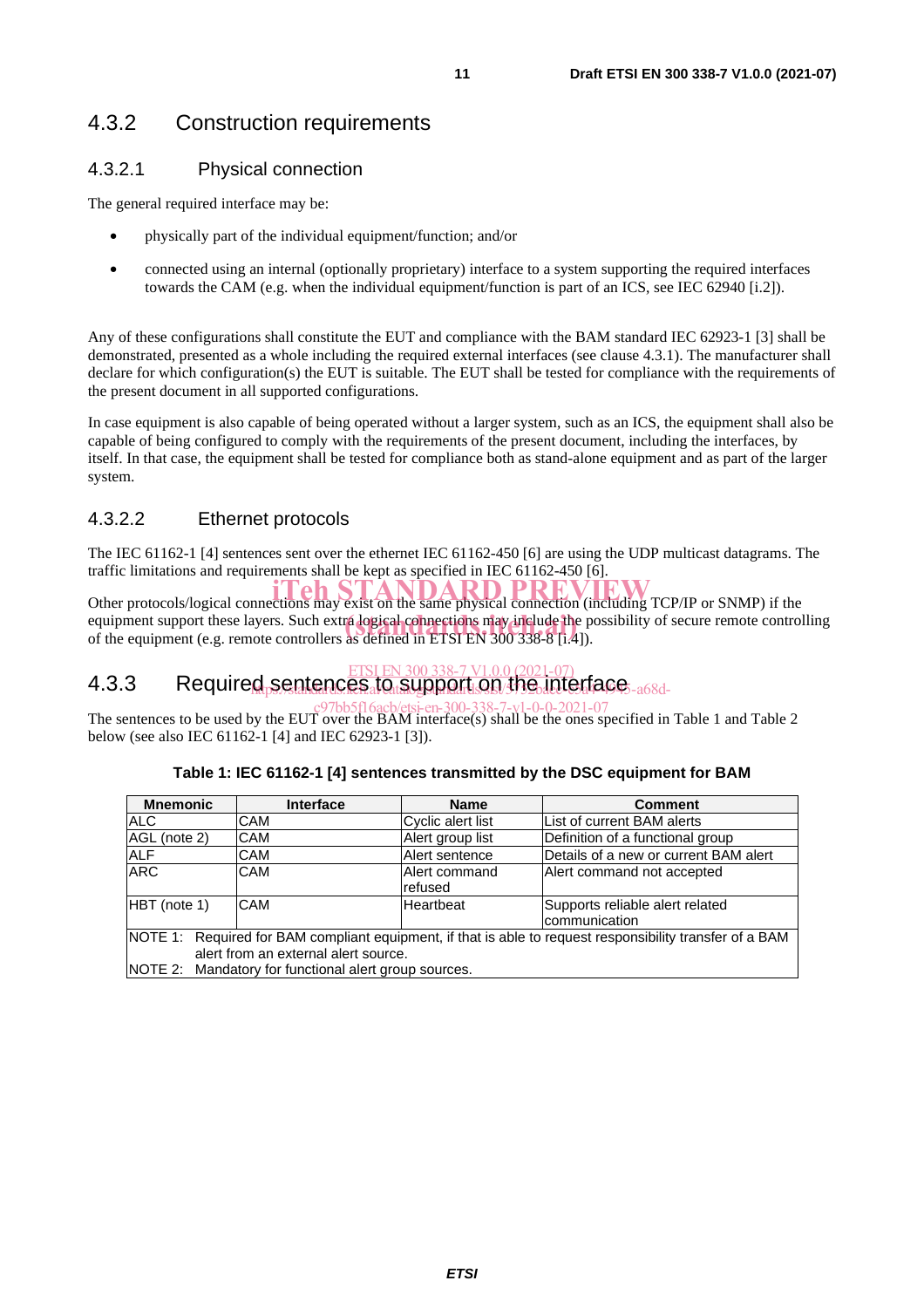### 4.3.2 Construction requirements

#### 4.3.2.1 Physical connection

The general required interface may be:

- physically part of the individual equipment/function; and/or
- connected using an internal (optionally proprietary) interface to a system supporting the required interfaces towards the CAM (e.g. when the individual equipment/function is part of an ICS, see IEC 62940 [i.2]).

Any of these configurations shall constitute the EUT and compliance with the BAM standard IEC 62923-1 [3] shall be demonstrated, presented as a whole including the required external interfaces (see clause 4.3.1). The manufacturer shall declare for which configuration(s) the EUT is suitable. The EUT shall be tested for compliance with the requirements of the present document in all supported configurations.

In case equipment is also capable of being operated without a larger system, such as an ICS, the equipment shall also be capable of being configured to comply with the requirements of the present document, including the interfaces, by itself. In that case, the equipment shall be tested for compliance both as stand-alone equipment and as part of the larger system.

#### 4.3.2.2 Ethernet protocols

The IEC 61162-1 [4] sentences sent over the ethernet IEC 61162-450 [6] are using the UDP multicast datagrams. The traffic limitations and requirements shall be kept as specified in IEC 61162-450 [6].

Other protocols/logical connections may exist on the same physical connection (including TCP/IP or SNMP) if the equipment support these layers. Such extra logical connections may include the possibility of secure remote controlling of the equipment (e.g. remote controllers as defined in ETSI EN 300 338-8 [i.4]).

### 4.3.3 Required sentences to support on the interface

The sentences to be used by the EUT over the BAM interface(s) shall be the ones specified in Table 1 and Table 2 below (see also IEC 61162-1 [4] and IEC 62923-1 [3]).

**Table 1: IEC 61162-1 [4] sentences transmitted by the DSC equipment for BAM**

| Mnemonic | Interface | Name | Comment |
|---|---|---|---|
| ALC | CAM | Cyclic alert list | List of current BAM alerts |
| AGL (note 2) | CAM | Alert group list | Definition of a functional group |
| ALF | CAM | Alert sentence | Details of a new or current BAM alert |
| ARC | CAM | Alert command refused | Alert command not accepted |
| HBT (note 1) | CAM | Heartbeat | Supports reliable alert related communication |
| NOTE 1: Required for BAM compliant equipment, if that is able to request responsibility transfer of a BAM alert from an external alert source. | | | |
| NOTE 2: Mandatory for functional alert group sources. | | | |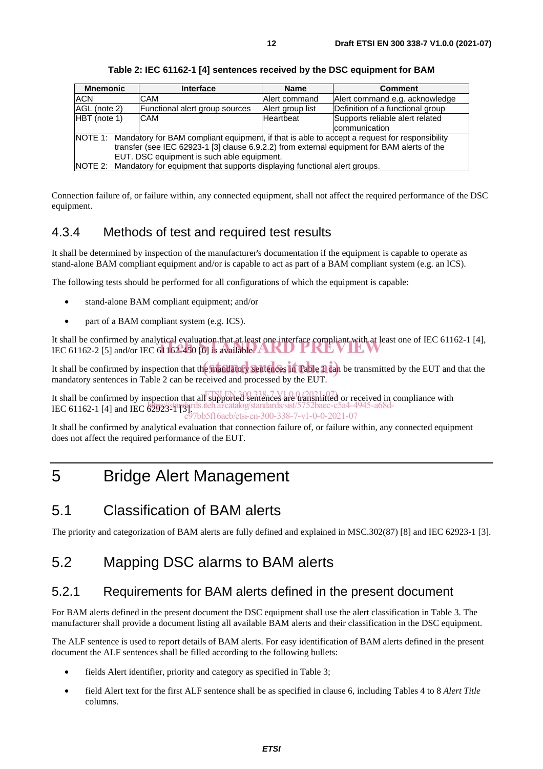Table 2: IEC 61162-1 [4] sentences received by the DSC equipment for BAM

| Mnemonic | Interface | Name | Comment |
|---|---|---|---|
| ACN | CAM | Alert command | Alert command e.g. acknowledge |
| AGL (note 2) | Functional alert group sources | Alert group list | Definition of a functional group |
| HBT (note 1) | CAM | Heartbeat | Supports reliable alert related communication |
| NOTE 1: Mandatory for BAM compliant equipment, if that is able to accept a request for responsibility transfer (see IEC 62923-1 [3] clause 6.9.2.2) from external equipment for BAM alerts of the EUT. DSC equipment is such able equipment. | | | |
| NOTE 2: Mandatory for equipment that supports displaying functional alert groups. | | | |

Connection failure of, or failure within, any connected equipment, shall not affect the required performance of the DSC equipment.

### 4.3.4 Methods of test and required test results

It shall be determined by inspection of the manufacturer's documentation if the equipment is capable to operate as stand-alone BAM compliant equipment and/or is capable to act as part of a BAM compliant system (e.g. an ICS).

The following tests should be performed for all configurations of which the equipment is capable:

- stand-alone BAM compliant equipment; and/or
- part of a BAM compliant system (e.g. ICS).

It shall be confirmed by analytical evaluation that at least one interface compliant with at least one of IEC 61162-1 [4], IEC 61162-2 [5] and/or IEC 61162-450 [6] is available.

It shall be confirmed by inspection that the mandatory sentences in Table 1 can be transmitted by the EUT and that the mandatory sentences in Table 2 can be received and processed by the EUT.

It shall be confirmed by inspection that all supported sentences are transmitted or received in compliance with IEC 61162-1 [4] and IEC 62923-1 [3].

It shall be confirmed by analytical evaluation that connection failure of, or failure within, any connected equipment does not affect the required performance of the EUT.

# 5 Bridge Alert Management

## 5.1 Classification of BAM alerts

The priority and categorization of BAM alerts are fully defined and explained in MSC.302(87) [8] and IEC 62923-1 [3].

## 5.2 Mapping DSC alarms to BAM alerts

### 5.2.1 Requirements for BAM alerts defined in the present document

For BAM alerts defined in the present document the DSC equipment shall use the alert classification in Table 3. The manufacturer shall provide a document listing all available BAM alerts and their classification in the DSC equipment.

The ALF sentence is used to report details of BAM alerts. For easy identification of BAM alerts defined in the present document the ALF sentences shall be filled according to the following bullets:

- fields Alert identifier, priority and category as specified in Table 3;
- field Alert text for the first ALF sentence shall be as specified in clause 6, including Tables 4 to 8 *Alert Title* columns.